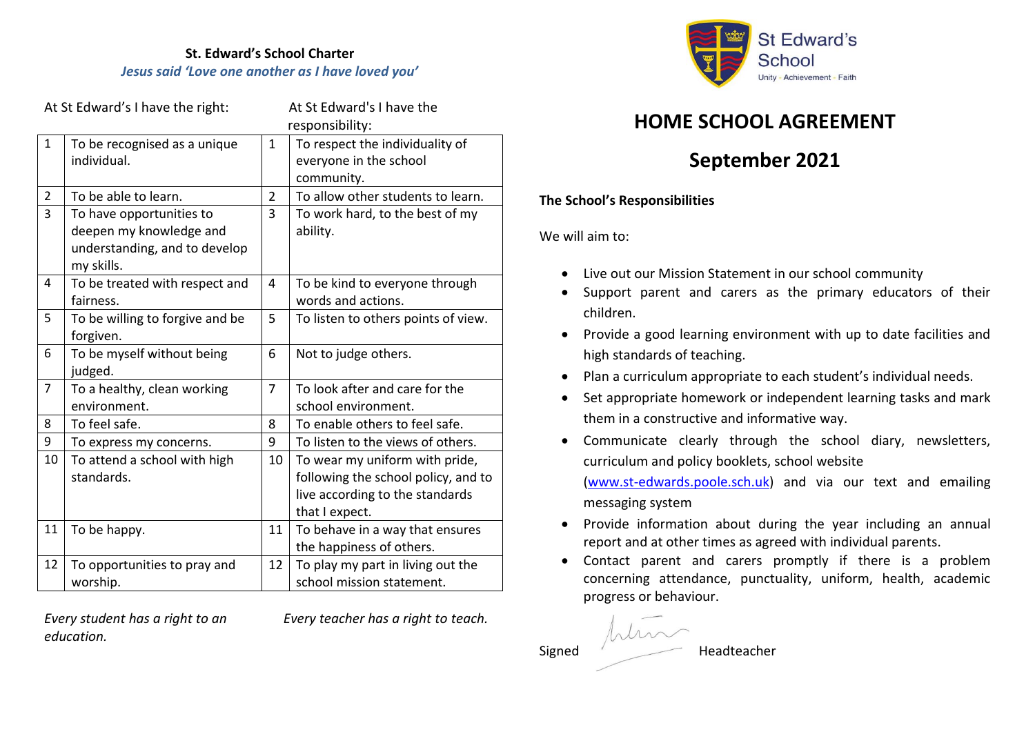**St. Edward's School Charter**

*Jesus said 'Love one another as I have loved you'*

| At St Edward's I have the right: | | At St Edward's I have the responsibility: | |
|---|---|---|---|
| 1 | To be recognised as a unique individual. | 1 | To respect the individuality of everyone in the school community. |
| 2 | To be able to learn. | 2 | To allow other students to learn. |
| 3 | To have opportunities to deepen my knowledge and understanding, and to develop my skills. | 3 | To work hard, to the best of my ability. |
| 4 | To be treated with respect and fairness. | 4 | To be kind to everyone through words and actions. |
| 5 | To be willing to forgive and be forgiven. | 5 | To listen to others points of view. |
| 6 | To be myself without being judged. | 6 | Not to judge others. |
| 7 | To a healthy, clean working environment. | 7 | To look after and care for the school environment. |
| 8 | To feel safe. | 8 | To enable others to feel safe. |
| 9 | To express my concerns. | 9 | To listen to the views of others. |
| 10 | To attend a school with high standards. | 10 | To wear my uniform with pride, following the school policy, and to live according to the standards that I expect. |
| 11 | To be happy. | 11 | To behave in a way that ensures the happiness of others. |
| 12 | To opportunities to pray and worship. | 12 | To play my part in living out the school mission statement. |

*Every student has a right to an education.*

*Every teacher has a right to teach.*

St Edward's School
Unity · Achievement · Faith

# HOME SCHOOL AGREEMENT

## September 2021

**The School's Responsibilities**

We will aim to:

- Live out our Mission Statement in our school community
- Support parent and carers as the primary educators of their children.
- Provide a good learning environment with up to date facilities and high standards of teaching.
- Plan a curriculum appropriate to each student's individual needs.
- Set appropriate homework or independent learning tasks and mark them in a constructive and informative way.
- Communicate clearly through the school diary, newsletters, curriculum and policy booklets, school website (www.st-edwards.poole.sch.uk) and via our text and emailing messaging system
- Provide information about during the year including an annual report and at other times as agreed with individual parents.
- Contact parent and carers promptly if there is a problem concerning attendance, punctuality, uniform, health, academic progress or behaviour.

Signed Headteacher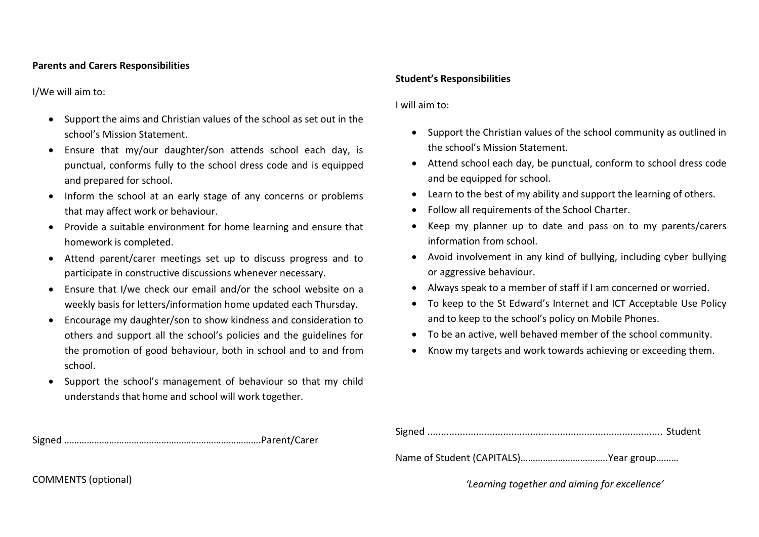**Parents and Carers Responsibilities**

I/We will aim to:

- Support the aims and Christian values of the school as set out in the school's Mission Statement.
- Ensure that my/our daughter/son attends school each day, is punctual, conforms fully to the school dress code and is equipped and prepared for school.
- Inform the school at an early stage of any concerns or problems that may affect work or behaviour.
- Provide a suitable environment for home learning and ensure that homework is completed.
- Attend parent/carer meetings set up to discuss progress and to participate in constructive discussions whenever necessary.
- Ensure that I/we check our email and/or the school website on a weekly basis for letters/information home updated each Thursday.
- Encourage my daughter/son to show kindness and consideration to others and support all the school's policies and the guidelines for the promotion of good behaviour, both in school and to and from school.
- Support the school's management of behaviour so that my child understands that home and school will work together.

Signed ……………………………………………………………………Parent/Carer

COMMENTS (optional)

**Student's Responsibilities**

I will aim to:

- Support the Christian values of the school community as outlined in the school's Mission Statement.
- Attend school each day, be punctual, conform to school dress code and be equipped for school.
- Learn to the best of my ability and support the learning of others.
- Follow all requirements of the School Charter.
- Keep my planner up to date and pass on to my parents/carers information from school.
- Avoid involvement in any kind of bullying, including cyber bullying or aggressive behaviour.
- Always speak to a member of staff if I am concerned or worried.
- To keep to the St Edward's Internet and ICT Acceptable Use Policy and to keep to the school's policy on Mobile Phones.
- To be an active, well behaved member of the school community.
- Know my targets and work towards achieving or exceeding them.

Signed ....................................................................................... Student

Name of Student (CAPITALS)……………………………..Year group………

*'Learning together and aiming for excellence'*